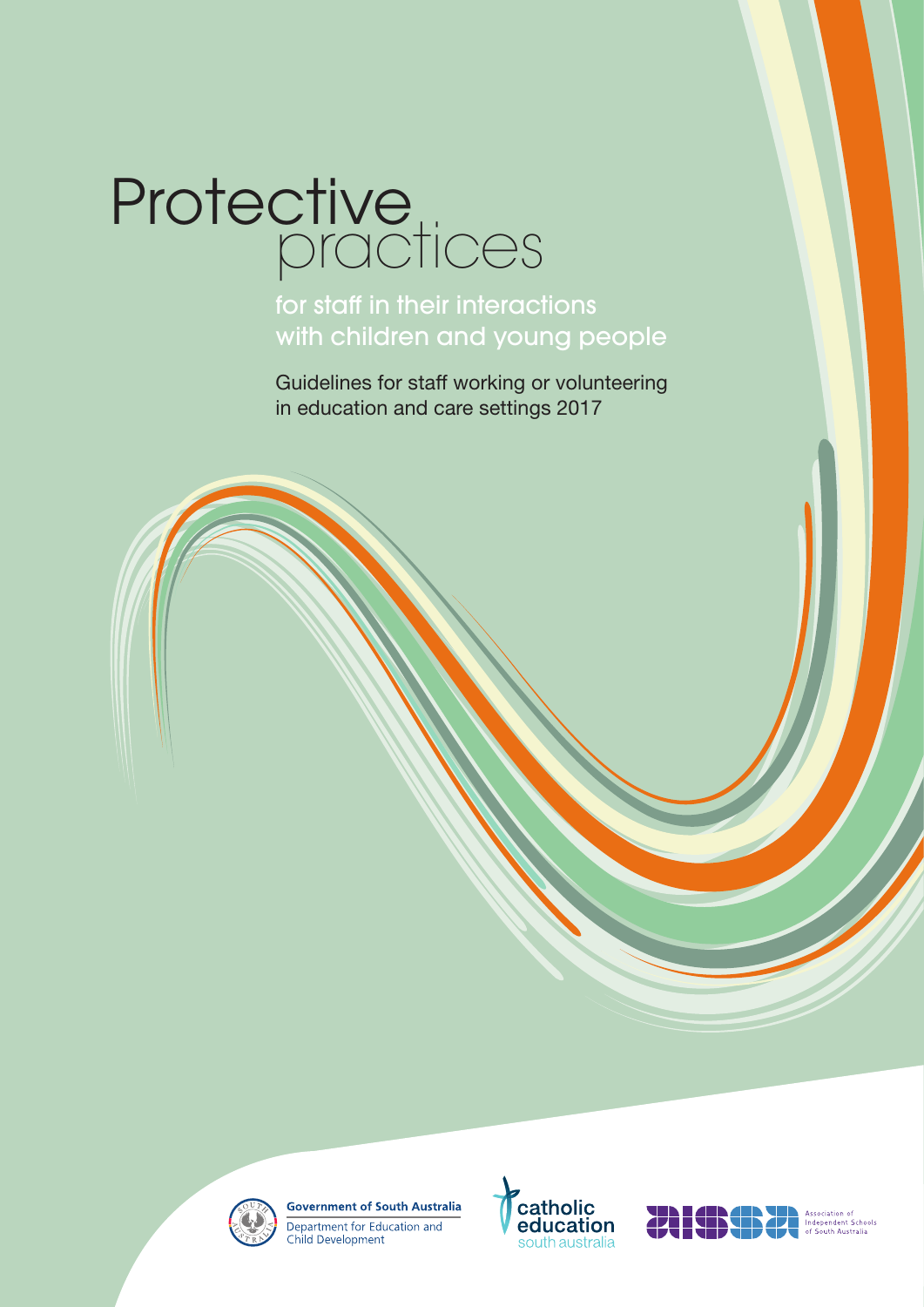# Protective practices

## for staff in their interactions with children and young people

Guidelines for staff working or volunteering in education and care settings 2017

Government of South Australia
Department for Education and Child Development

catholic education south australia

Association of Independent Schools of South Australia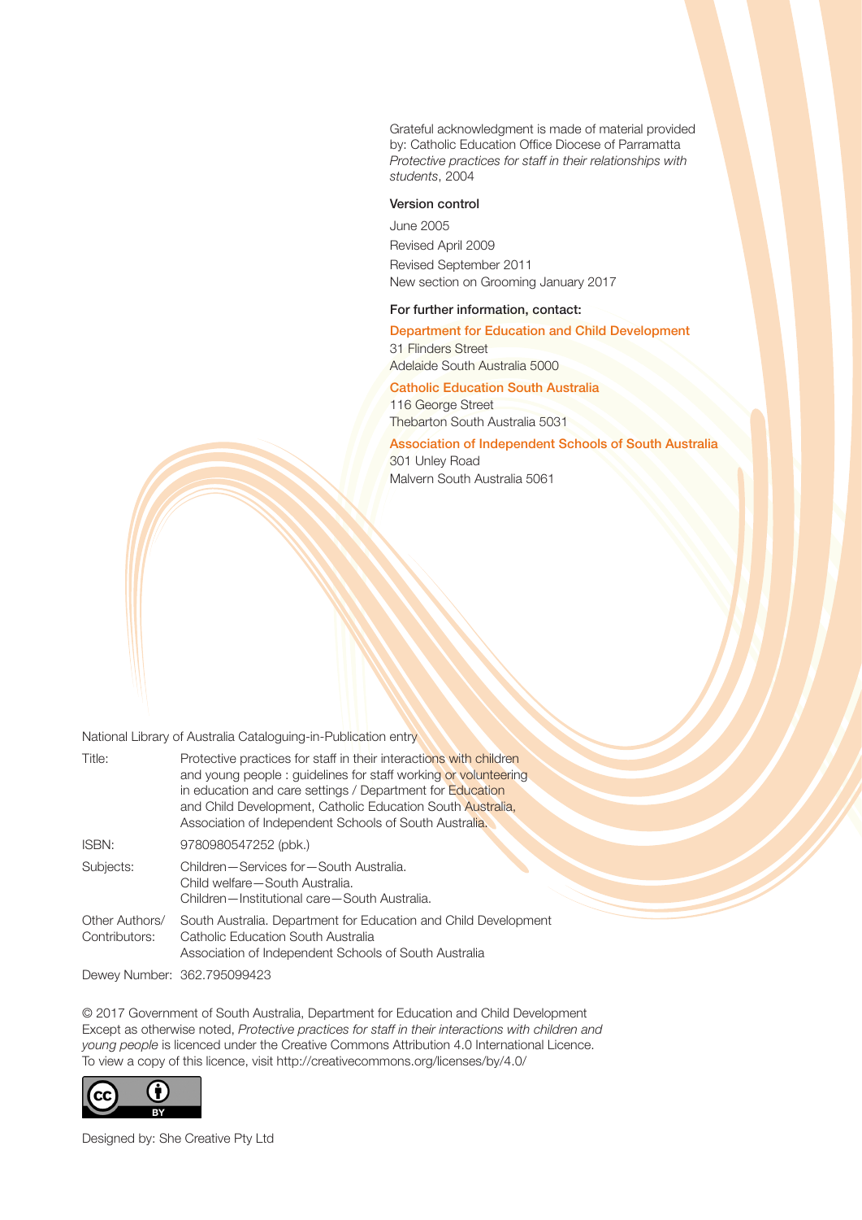Grateful acknowledgment is made of material provided by: Catholic Education Office Diocese of Parramatta *Protective practices for staff in their relationships with students*, 2004

**Version control**

June 2005

Revised April 2009

Revised September 2011

New section on Grooming January 2017

**For further information, contact:**

**Department for Education and Child Development**
31 Flinders Street
Adelaide South Australia 5000

**Catholic Education South Australia**
116 George Street
Thebarton South Australia 5031

**Association of Independent Schools of South Australia**
301 Unley Road
Malvern South Australia 5061

National Library of Australia Cataloguing-in-Publication entry

| | |
|---|---|
| Title: | Protective practices for staff in their interactions with children and young people : guidelines for staff working or volunteering in education and care settings / Department for Education and Child Development, Catholic Education South Australia, Association of Independent Schools of South Australia. |
| ISBN: | 9780980547252 (pbk.) |
| Subjects: | Children—Services for—South Australia.<br>Child welfare—South Australia.<br>Children—Institutional care—South Australia. |
| Other Authors/ Contributors: | South Australia. Department for Education and Child Development<br>Catholic Education South Australia<br>Association of Independent Schools of South Australia |
| Dewey Number: | 362.795099423 |

© 2017 Government of South Australia, Department for Education and Child Development
Except as otherwise noted, *Protective practices for staff in their interactions with children and young people* is licenced under the Creative Commons Attribution 4.0 International Licence.
To view a copy of this licence, visit http://creativecommons.org/licenses/by/4.0/

Designed by: She Creative Pty Ltd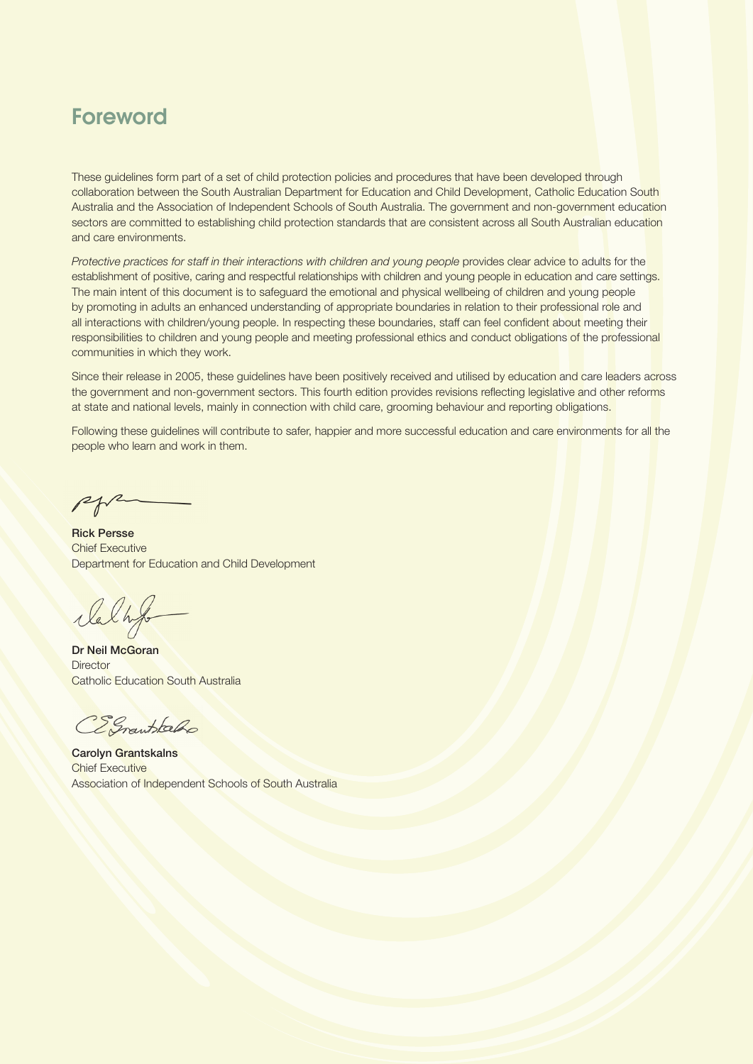# Foreword

These guidelines form part of a set of child protection policies and procedures that have been developed through collaboration between the South Australian Department for Education and Child Development, Catholic Education South Australia and the Association of Independent Schools of South Australia. The government and non-government education sectors are committed to establishing child protection standards that are consistent across all South Australian education and care environments.

*Protective practices for staff in their interactions with children and young people* provides clear advice to adults for the establishment of positive, caring and respectful relationships with children and young people in education and care settings. The main intent of this document is to safeguard the emotional and physical wellbeing of children and young people by promoting in adults an enhanced understanding of appropriate boundaries in relation to their professional role and all interactions with children/young people. In respecting these boundaries, staff can feel confident about meeting their responsibilities to children and young people and meeting professional ethics and conduct obligations of the professional communities in which they work.

Since their release in 2005, these guidelines have been positively received and utilised by education and care leaders across the government and non-government sectors. This fourth edition provides revisions reflecting legislative and other reforms at state and national levels, mainly in connection with child care, grooming behaviour and reporting obligations.

Following these guidelines will contribute to safer, happier and more successful education and care environments for all the people who learn and work in them.

**Rick Persse**
Chief Executive
Department for Education and Child Development

**Dr Neil McGoran**
Director
Catholic Education South Australia

**Carolyn Grantskalns**
Chief Executive
Association of Independent Schools of South Australia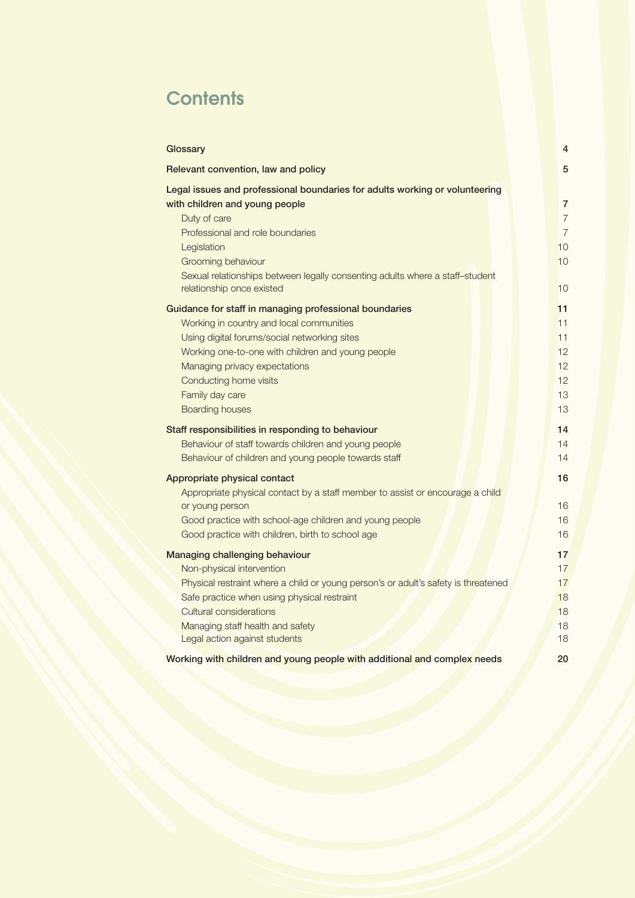# Contents

| | |
|---|---|
| **Glossary** | **4** |
| **Relevant convention, law and policy** | **5** |
| **Legal issues and professional boundaries for adults working or volunteering with children and young people** | **7** |
| Duty of care | 7 |
| Professional and role boundaries | 7 |
| Legislation | 10 |
| Grooming behaviour | 10 |
| Sexual relationships between legally consenting adults where a staff–student relationship once existed | 10 |
| **Guidance for staff in managing professional boundaries** | **11** |
| Working in country and local communities | 11 |
| Using digital forums/social networking sites | 11 |
| Working one-to-one with children and young people | 12 |
| Managing privacy expectations | 12 |
| Conducting home visits | 12 |
| Family day care | 13 |
| Boarding houses | 13 |
| **Staff responsibilities in responding to behaviour** | **14** |
| Behaviour of staff towards children and young people | 14 |
| Behaviour of children and young people towards staff | 14 |
| **Appropriate physical contact** | **16** |
| Appropriate physical contact by a staff member to assist or encourage a child or young person | 16 |
| Good practice with school-age children and young people | 16 |
| Good practice with children, birth to school age | 16 |
| **Managing challenging behaviour** | **17** |
| Non-physical intervention | 17 |
| Physical restraint where a child or young person's or adult's safety is threatened | 17 |
| Safe practice when using physical restraint | 18 |
| Cultural considerations | 18 |
| Managing staff health and safety | 18 |
| Legal action against students | 18 |
| **Working with children and young people with additional and complex needs** | **20** |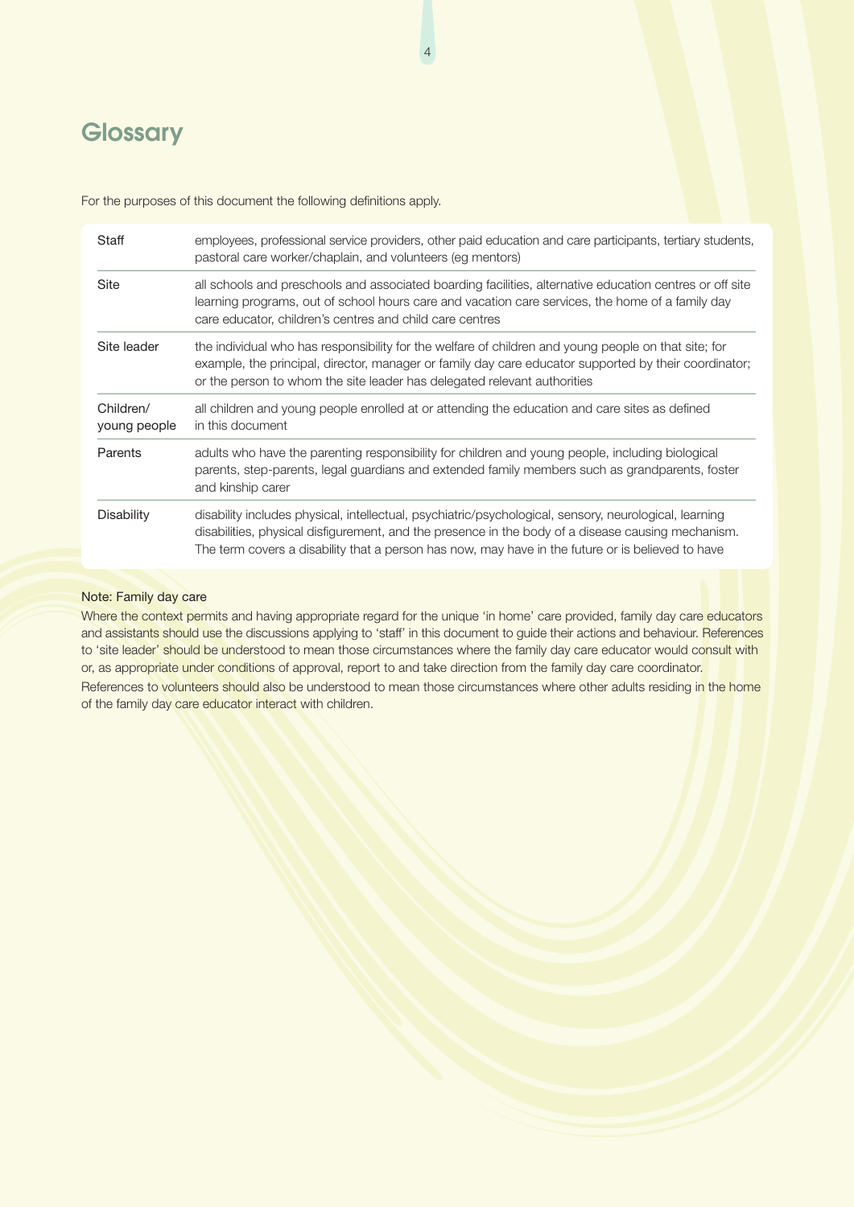# Glossary

For the purposes of this document the following definitions apply.

| | |
|---|---|
| Staff | employees, professional service providers, other paid education and care participants, tertiary students, pastoral care worker/chaplain, and volunteers (eg mentors) |
| Site | all schools and preschools and associated boarding facilities, alternative education centres or off site learning programs, out of school hours care and vacation care services, the home of a family day care educator, children's centres and child care centres |
| Site leader | the individual who has responsibility for the welfare of children and young people on that site; for example, the principal, director, manager or family day care educator supported by their coordinator; or the person to whom the site leader has delegated relevant authorities |
| Children/ young people | all children and young people enrolled at or attending the education and care sites as defined in this document |
| Parents | adults who have the parenting responsibility for children and young people, including biological parents, step-parents, legal guardians and extended family members such as grandparents, foster and kinship carer |
| Disability | disability includes physical, intellectual, psychiatric/psychological, sensory, neurological, learning disabilities, physical disfigurement, and the presence in the body of a disease causing mechanism. The term covers a disability that a person has now, may have in the future or is believed to have |

Note: Family day care

Where the context permits and having appropriate regard for the unique 'in home' care provided, family day care educators and assistants should use the discussions applying to 'staff' in this document to guide their actions and behaviour. References to 'site leader' should be understood to mean those circumstances where the family day care educator would consult with or, as appropriate under conditions of approval, report to and take direction from the family day care coordinator.

References to volunteers should also be understood to mean those circumstances where other adults residing in the home of the family day care educator interact with children.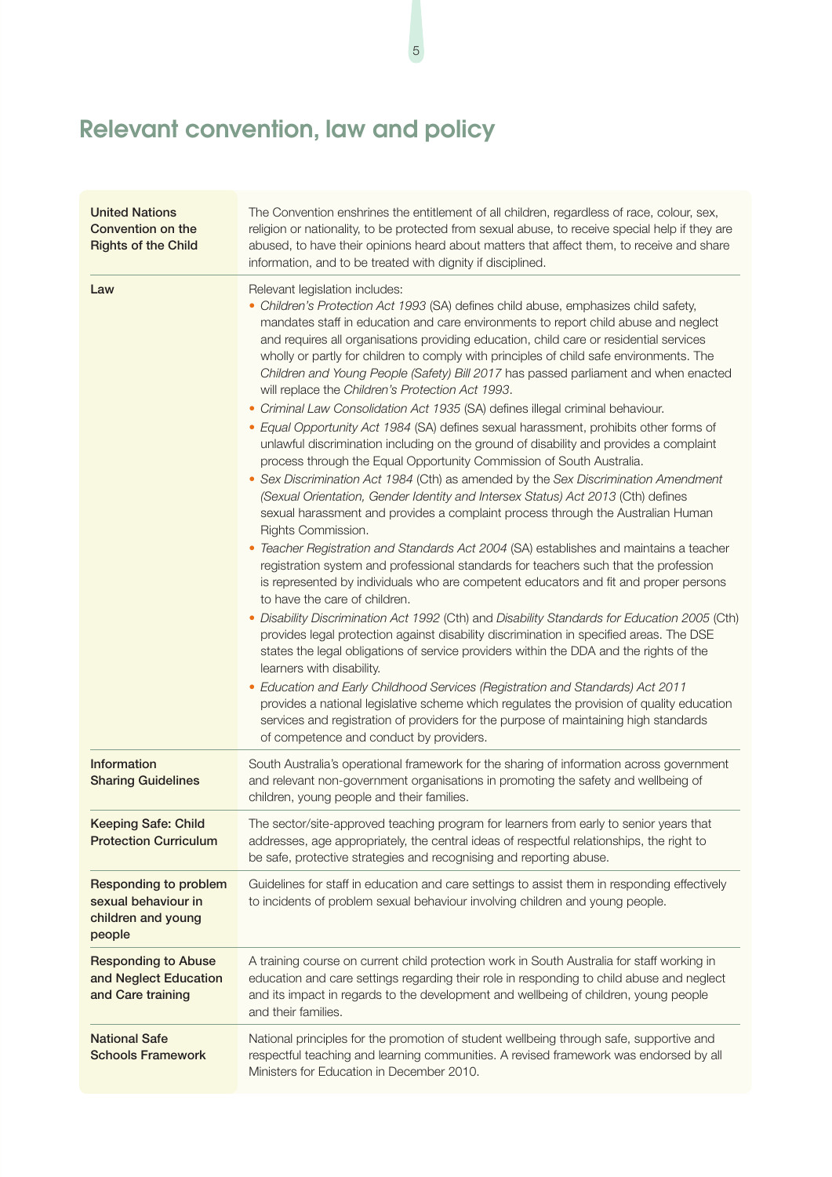# Relevant convention, law and policy

| | |
|---|---|
| **United Nations Convention on the Rights of the Child** | The Convention enshrines the entitlement of all children, regardless of race, colour, sex, religion or nationality, to be protected from sexual abuse, to receive special help if they are abused, to have their opinions heard about matters that affect them, to receive and share information, and to be treated with dignity if disciplined. |
| **Law** | Relevant legislation includes:<br>• *Children's Protection Act 1993* (SA) defines child abuse, emphasizes child safety, mandates staff in education and care environments to report child abuse and neglect and requires all organisations providing education, child care or residential services wholly or partly for children to comply with principles of child safe environments. The *Children and Young People (Safety) Bill 2017* has passed parliament and when enacted will replace the *Children's Protection Act 1993*.<br>• *Criminal Law Consolidation Act 1935* (SA) defines illegal criminal behaviour.<br>• *Equal Opportunity Act 1984* (SA) defines sexual harassment, prohibits other forms of unlawful discrimination including on the ground of disability and provides a complaint process through the Equal Opportunity Commission of South Australia.<br>• *Sex Discrimination Act 1984* (Cth) as amended by the *Sex Discrimination Amendment (Sexual Orientation, Gender Identity and Intersex Status) Act 2013* (Cth) defines sexual harassment and provides a complaint process through the Australian Human Rights Commission.<br>• *Teacher Registration and Standards Act 2004* (SA) establishes and maintains a teacher registration system and professional standards for teachers such that the profession is represented by individuals who are competent educators and fit and proper persons to have the care of children.<br>• *Disability Discrimination Act 1992* (Cth) and *Disability Standards for Education 2005* (Cth) provides legal protection against disability discrimination in specified areas. The DSE states the legal obligations of service providers within the DDA and the rights of the learners with disability.<br>• *Education and Early Childhood Services (Registration and Standards) Act 2011* provides a national legislative scheme which regulates the provision of quality education services and registration of providers for the purpose of maintaining high standards of competence and conduct by providers. |
| **Information Sharing Guidelines** | South Australia's operational framework for the sharing of information across government and relevant non-government organisations in promoting the safety and wellbeing of children, young people and their families. |
| **Keeping Safe: Child Protection Curriculum** | The sector/site-approved teaching program for learners from early to senior years that addresses, age appropriately, the central ideas of respectful relationships, the right to be safe, protective strategies and recognising and reporting abuse. |
| **Responding to problem sexual behaviour in children and young people** | Guidelines for staff in education and care settings to assist them in responding effectively to incidents of problem sexual behaviour involving children and young people. |
| **Responding to Abuse and Neglect Education and Care training** | A training course on current child protection work in South Australia for staff working in education and care settings regarding their role in responding to child abuse and neglect and its impact in regards to the development and wellbeing of children, young people and their families. |
| **National Safe Schools Framework** | National principles for the promotion of student wellbeing through safe, supportive and respectful teaching and learning communities. A revised framework was endorsed by all Ministers for Education in December 2010. |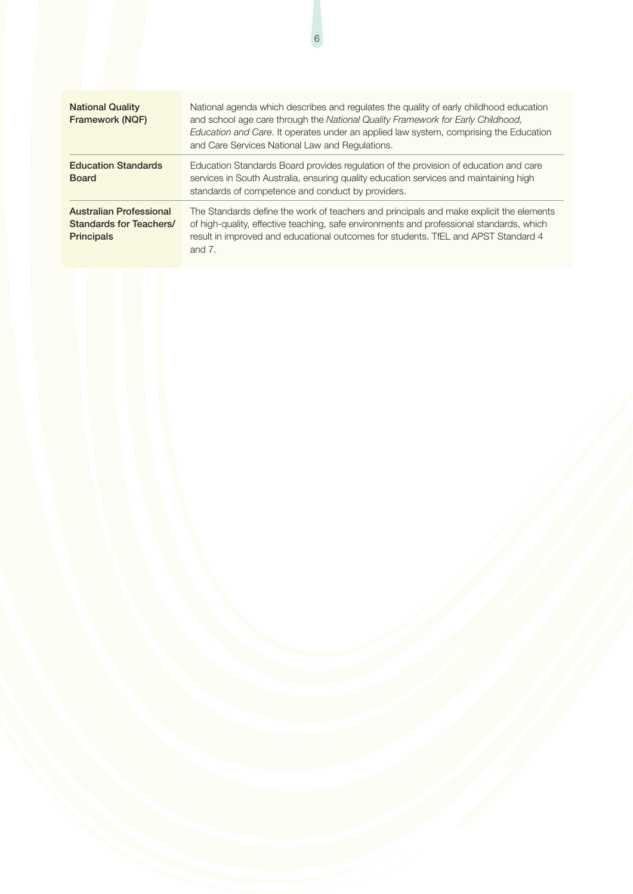| | |
|---|---|
| **National Quality Framework (NQF)** | National agenda which describes and regulates the quality of early childhood education and school age care through the *National Quality Framework for Early Childhood, Education and Care*. It operates under an applied law system, comprising the Education and Care Services National Law and Regulations. |
| **Education Standards Board** | Education Standards Board provides regulation of the provision of education and care services in South Australia, ensuring quality education services and maintaining high standards of competence and conduct by providers. |
| **Australian Professional Standards for Teachers/ Principals** | The Standards define the work of teachers and principals and make explicit the elements of high-quality, effective teaching, safe environments and professional standards, which result in improved and educational outcomes for students. TfEL and APST Standard 4 and 7. |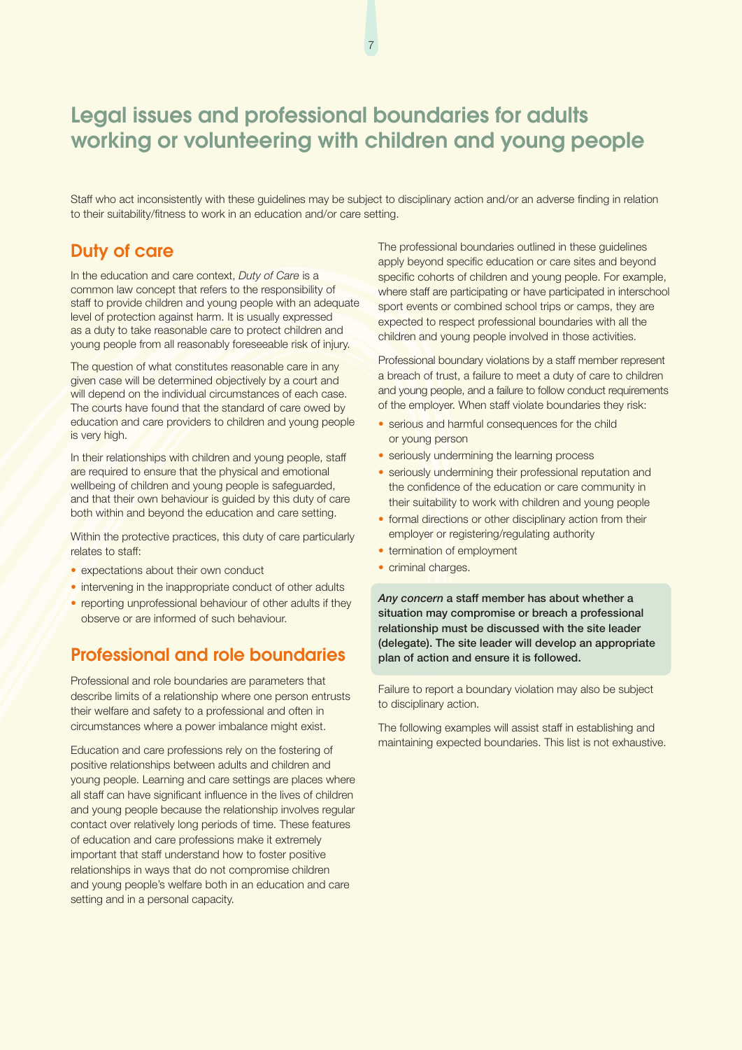# Legal issues and professional boundaries for adults working or volunteering with children and young people

Staff who act inconsistently with these guidelines may be subject to disciplinary action and/or an adverse finding in relation to their suitability/fitness to work in an education and/or care setting.

## Duty of care

In the education and care context, *Duty of Care* is a common law concept that refers to the responsibility of staff to provide children and young people with an adequate level of protection against harm. It is usually expressed as a duty to take reasonable care to protect children and young people from all reasonably foreseeable risk of injury.

The question of what constitutes reasonable care in any given case will be determined objectively by a court and will depend on the individual circumstances of each case. The courts have found that the standard of care owed by education and care providers to children and young people is very high.

In their relationships with children and young people, staff are required to ensure that the physical and emotional wellbeing of children and young people is safeguarded, and that their own behaviour is guided by this duty of care both within and beyond the education and care setting.

Within the protective practices, this duty of care particularly relates to staff:

- expectations about their own conduct
- intervening in the inappropriate conduct of other adults
- reporting unprofessional behaviour of other adults if they observe or are informed of such behaviour.

## Professional and role boundaries

Professional and role boundaries are parameters that describe limits of a relationship where one person entrusts their welfare and safety to a professional and often in circumstances where a power imbalance might exist.

Education and care professions rely on the fostering of positive relationships between adults and children and young people. Learning and care settings are places where all staff can have significant influence in the lives of children and young people because the relationship involves regular contact over relatively long periods of time. These features of education and care professions make it extremely important that staff understand how to foster positive relationships in ways that do not compromise children and young people's welfare both in an education and care setting and in a personal capacity.

The professional boundaries outlined in these guidelines apply beyond specific education or care sites and beyond specific cohorts of children and young people. For example, where staff are participating or have participated in interschool sport events or combined school trips or camps, they are expected to respect professional boundaries with all the children and young people involved in those activities.

Professional boundary violations by a staff member represent a breach of trust, a failure to meet a duty of care to children and young people, and a failure to follow conduct requirements of the employer. When staff violate boundaries they risk:

- serious and harmful consequences for the child or young person
- seriously undermining the learning process
- seriously undermining their professional reputation and the confidence of the education or care community in their suitability to work with children and young people
- formal directions or other disciplinary action from their employer or registering/regulating authority
- termination of employment
- criminal charges.

***Any concern*** **a staff member has about whether a situation may compromise or breach a professional relationship must be discussed with the site leader (delegate). The site leader will develop an appropriate plan of action and ensure it is followed.**

Failure to report a boundary violation may also be subject to disciplinary action.

The following examples will assist staff in establishing and maintaining expected boundaries. This list is not exhaustive.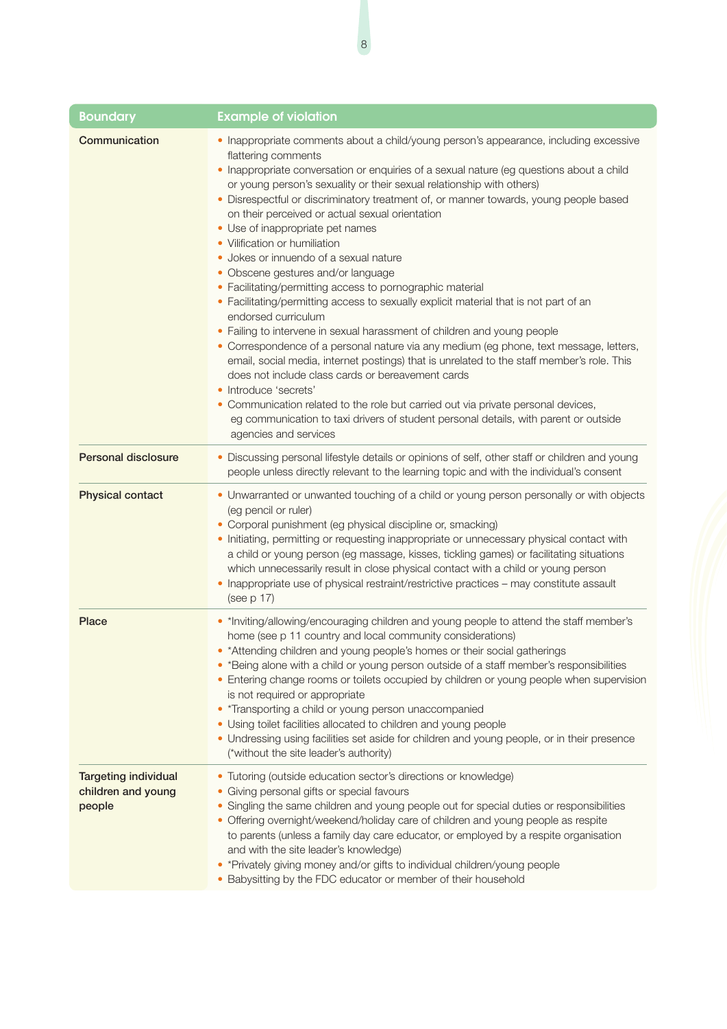| Boundary | Example of violation |
|---|---|
| **Communication** | • Inappropriate comments about a child/young person's appearance, including excessive flattering comments<br>• Inappropriate conversation or enquiries of a sexual nature (eg questions about a child or young person's sexuality or their sexual relationship with others)<br>• Disrespectful or discriminatory treatment of, or manner towards, young people based on their perceived or actual sexual orientation<br>• Use of inappropriate pet names<br>• Vilification or humiliation<br>• Jokes or innuendo of a sexual nature<br>• Obscene gestures and/or language<br>• Facilitating/permitting access to pornographic material<br>• Facilitating/permitting access to sexually explicit material that is not part of an endorsed curriculum<br>• Failing to intervene in sexual harassment of children and young people<br>• Correspondence of a personal nature via any medium (eg phone, text message, letters, email, social media, internet postings) that is unrelated to the staff member's role. This does not include class cards or bereavement cards<br>• Introduce 'secrets'<br>• Communication related to the role but carried out via private personal devices, eg communication to taxi drivers of student personal details, with parent or outside agencies and services |
| **Personal disclosure** | • Discussing personal lifestyle details or opinions of self, other staff or children and young people unless directly relevant to the learning topic and with the individual's consent |
| **Physical contact** | • Unwarranted or unwanted touching of a child or young person personally or with objects (eg pencil or ruler)<br>• Corporal punishment (eg physical discipline or, smacking)<br>• Initiating, permitting or requesting inappropriate or unnecessary physical contact with a child or young person (eg massage, kisses, tickling games) or facilitating situations which unnecessarily result in close physical contact with a child or young person<br>• Inappropriate use of physical restraint/restrictive practices – may constitute assault (see p 17) |
| **Place** | • *Inviting/allowing/encouraging children and young people to attend the staff member's home (see p 11 country and local community considerations)<br>• *Attending children and young people's homes or their social gatherings<br>• *Being alone with a child or young person outside of a staff member's responsibilities<br>• Entering change rooms or toilets occupied by children or young people when supervision is not required or appropriate<br>• *Transporting a child or young person unaccompanied<br>• Using toilet facilities allocated to children and young people<br>• Undressing using facilities set aside for children and young people, or in their presence (*without the site leader's authority) |
| **Targeting individual children and young people** | • Tutoring (outside education sector's directions or knowledge)<br>• Giving personal gifts or special favours<br>• Singling the same children and young people out for special duties or responsibilities<br>• Offering overnight/weekend/holiday care of children and young people as respite to parents (unless a family day care educator, or employed by a respite organisation and with the site leader's knowledge)<br>• *Privately giving money and/or gifts to individual children/young people<br>• Babysitting by the FDC educator or member of their household |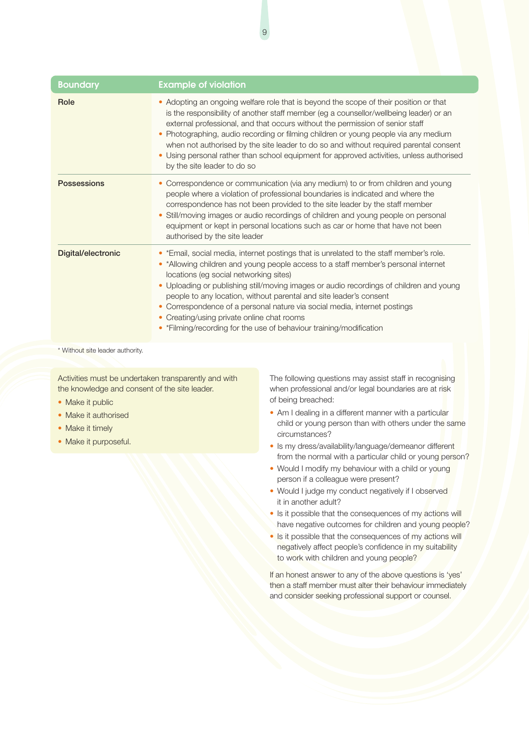| Boundary | Example of violation |
|---|---|
| Role | • Adopting an ongoing welfare role that is beyond the scope of their position or that is the responsibility of another staff member (eg a counsellor/wellbeing leader) or an external professional, and that occurs without the permission of senior staff<br>• Photographing, audio recording or filming children or young people via any medium when not authorised by the site leader to do so and without required parental consent<br>• Using personal rather than school equipment for approved activities, unless authorised by the site leader to do so |
| Possessions | • Correspondence or communication (via any medium) to or from children and young people where a violation of professional boundaries is indicated and where the correspondence has not been provided to the site leader by the staff member<br>• Still/moving images or audio recordings of children and young people on personal equipment or kept in personal locations such as car or home that have not been authorised by the site leader |
| Digital/electronic | • *Email, social media, internet postings that is unrelated to the staff member's role.<br>• *Allowing children and young people access to a staff member's personal internet locations (eg social networking sites)<br>• Uploading or publishing still/moving images or audio recordings of children and young people to any location, without parental and site leader's consent<br>• Correspondence of a personal nature via social media, internet postings<br>• Creating/using private online chat rooms<br>• *Filming/recording for the use of behaviour training/modification |

* Without site leader authority.

Activities must be undertaken transparently and with the knowledge and consent of the site leader.

- Make it public
- Make it authorised
- Make it timely
- Make it purposeful.

The following questions may assist staff in recognising when professional and/or legal boundaries are at risk of being breached:

- Am I dealing in a different manner with a particular child or young person than with others under the same circumstances?
- Is my dress/availability/language/demeanor different from the normal with a particular child or young person?
- Would I modify my behaviour with a child or young person if a colleague were present?
- Would I judge my conduct negatively if I observed it in another adult?
- Is it possible that the consequences of my actions will have negative outcomes for children and young people?
- Is it possible that the consequences of my actions will negatively affect people's confidence in my suitability to work with children and young people?

If an honest answer to any of the above questions is 'yes' then a staff member must alter their behaviour immediately and consider seeking professional support or counsel.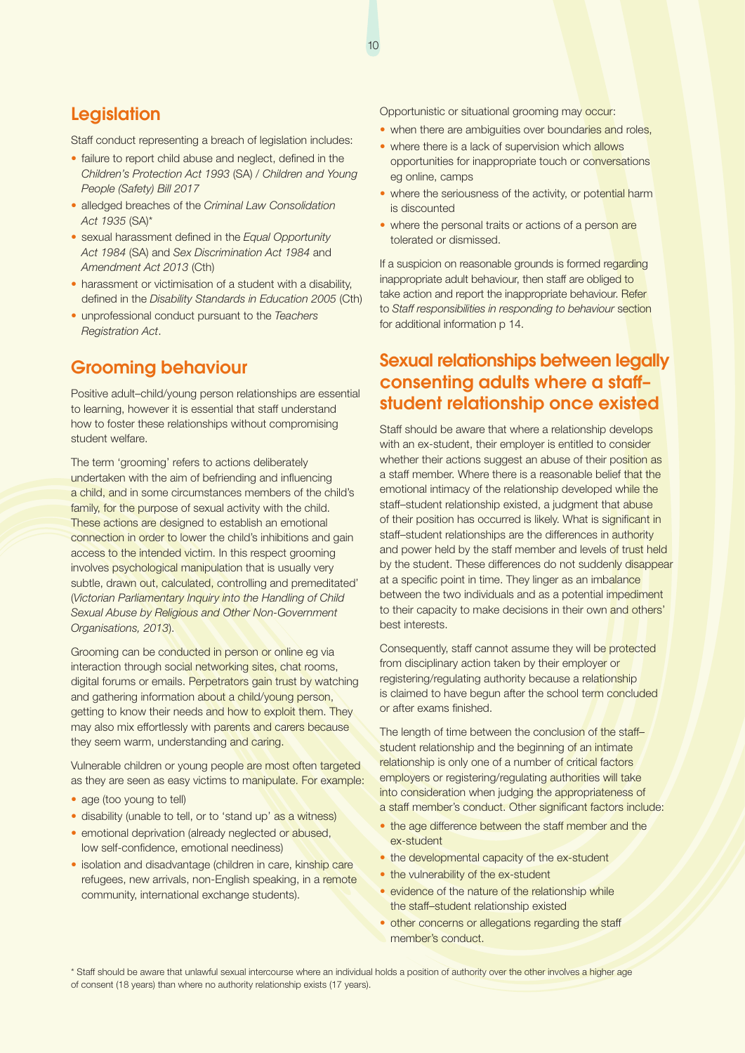## Legislation

Staff conduct representing a breach of legislation includes:

- failure to report child abuse and neglect, defined in the *Children's Protection Act 1993* (SA) / *Children and Young People (Safety) Bill 2017*
- alledged breaches of the *Criminal Law Consolidation Act 1935* (SA)*
- sexual harassment defined in the *Equal Opportunity Act 1984* (SA) and *Sex Discrimination Act 1984* and *Amendment Act 2013* (Cth)
- harassment or victimisation of a student with a disability, defined in the *Disability Standards in Education 2005* (Cth)
- unprofessional conduct pursuant to the *Teachers Registration Act*.

## Grooming behaviour

Positive adult–child/young person relationships are essential to learning, however it is essential that staff understand how to foster these relationships without compromising student welfare.

The term 'grooming' refers to actions deliberately undertaken with the aim of befriending and influencing a child, and in some circumstances members of the child's family, for the purpose of sexual activity with the child. These actions are designed to establish an emotional connection in order to lower the child's inhibitions and gain access to the intended victim. In this respect grooming involves psychological manipulation that is usually very subtle, drawn out, calculated, controlling and premeditated' (*Victorian Parliamentary Inquiry into the Handling of Child Sexual Abuse by Religious and Other Non-Government Organisations, 2013*).

Grooming can be conducted in person or online eg via interaction through social networking sites, chat rooms, digital forums or emails. Perpetrators gain trust by watching and gathering information about a child/young person, getting to know their needs and how to exploit them. They may also mix effortlessly with parents and carers because they seem warm, understanding and caring.

Vulnerable children or young people are most often targeted as they are seen as easy victims to manipulate. For example:

- age (too young to tell)
- disability (unable to tell, or to 'stand up' as a witness)
- emotional deprivation (already neglected or abused, low self-confidence, emotional neediness)
- isolation and disadvantage (children in care, kinship care refugees, new arrivals, non-English speaking, in a remote community, international exchange students).

Opportunistic or situational grooming may occur:

- when there are ambiguities over boundaries and roles,
- where there is a lack of supervision which allows opportunities for inappropriate touch or conversations eg online, camps
- where the seriousness of the activity, or potential harm is discounted
- where the personal traits or actions of a person are tolerated or dismissed.

If a suspicion on reasonable grounds is formed regarding inappropriate adult behaviour, then staff are obliged to take action and report the inappropriate behaviour. Refer to *Staff responsibilities in responding to behaviour* section for additional information p 14.

## Sexual relationships between legally consenting adults where a staff–student relationship once existed

Staff should be aware that where a relationship develops with an ex-student, their employer is entitled to consider whether their actions suggest an abuse of their position as a staff member. Where there is a reasonable belief that the emotional intimacy of the relationship developed while the staff–student relationship existed, a judgment that abuse of their position has occurred is likely. What is significant in staff–student relationships are the differences in authority and power held by the staff member and levels of trust held by the student. These differences do not suddenly disappear at a specific point in time. They linger as an imbalance between the two individuals and as a potential impediment to their capacity to make decisions in their own and others' best interests.

Consequently, staff cannot assume they will be protected from disciplinary action taken by their employer or registering/regulating authority because a relationship is claimed to have begun after the school term concluded or after exams finished.

The length of time between the conclusion of the staff–student relationship and the beginning of an intimate relationship is only one of a number of critical factors employers or registering/regulating authorities will take into consideration when judging the appropriateness of a staff member's conduct. Other significant factors include:

- the age difference between the staff member and the ex-student
- the developmental capacity of the ex-student
- the vulnerability of the ex-student
- evidence of the nature of the relationship while the staff–student relationship existed
- other concerns or allegations regarding the staff member's conduct.

* Staff should be aware that unlawful sexual intercourse where an individual holds a position of authority over the other involves a higher age of consent (18 years) than where no authority relationship exists (17 years).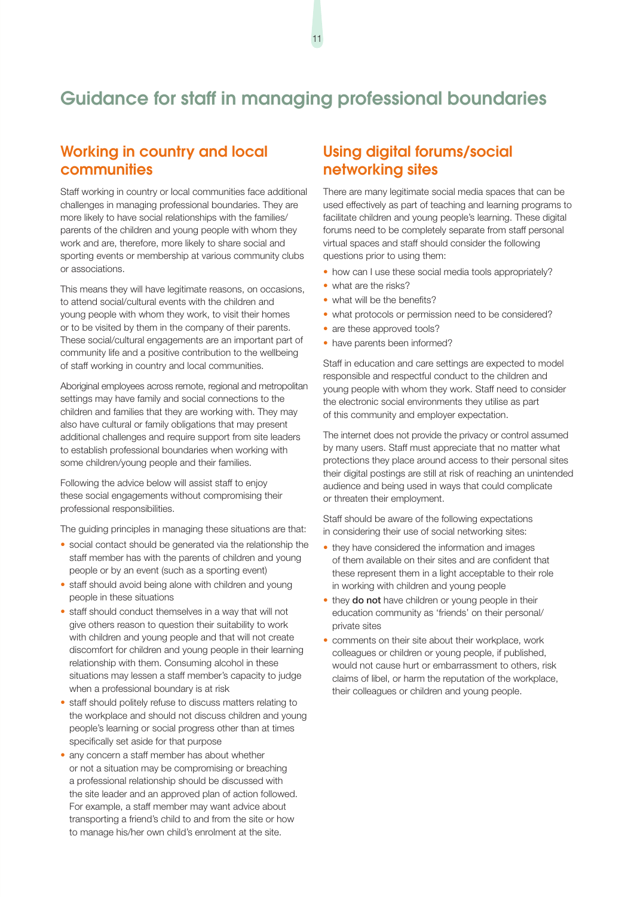# Guidance for staff in managing professional boundaries

## Working in country and local communities

Staff working in country or local communities face additional challenges in managing professional boundaries. They are more likely to have social relationships with the families/parents of the children and young people with whom they work and are, therefore, more likely to share social and sporting events or membership at various community clubs or associations.

This means they will have legitimate reasons, on occasions, to attend social/cultural events with the children and young people with whom they work, to visit their homes or to be visited by them in the company of their parents. These social/cultural engagements are an important part of community life and a positive contribution to the wellbeing of staff working in country and local communities.

Aboriginal employees across remote, regional and metropolitan settings may have family and social connections to the children and families that they are working with. They may also have cultural or family obligations that may present additional challenges and require support from site leaders to establish professional boundaries when working with some children/young people and their families.

Following the advice below will assist staff to enjoy these social engagements without compromising their professional responsibilities.

The guiding principles in managing these situations are that:

- social contact should be generated via the relationship the staff member has with the parents of children and young people or by an event (such as a sporting event)
- staff should avoid being alone with children and young people in these situations
- staff should conduct themselves in a way that will not give others reason to question their suitability to work with children and young people and that will not create discomfort for children and young people in their learning relationship with them. Consuming alcohol in these situations may lessen a staff member's capacity to judge when a professional boundary is at risk
- staff should politely refuse to discuss matters relating to the workplace and should not discuss children and young people's learning or social progress other than at times specifically set aside for that purpose
- any concern a staff member has about whether or not a situation may be compromising or breaching a professional relationship should be discussed with the site leader and an approved plan of action followed. For example, a staff member may want advice about transporting a friend's child to and from the site or how to manage his/her own child's enrolment at the site.

## Using digital forums/social networking sites

There are many legitimate social media spaces that can be used effectively as part of teaching and learning programs to facilitate children and young people's learning. These digital forums need to be completely separate from staff personal virtual spaces and staff should consider the following questions prior to using them:

- how can I use these social media tools appropriately?
- what are the risks?
- what will be the benefits?
- what protocols or permission need to be considered?
- are these approved tools?
- have parents been informed?

Staff in education and care settings are expected to model responsible and respectful conduct to the children and young people with whom they work. Staff need to consider the electronic social environments they utilise as part of this community and employer expectation.

The internet does not provide the privacy or control assumed by many users. Staff must appreciate that no matter what protections they place around access to their personal sites their digital postings are still at risk of reaching an unintended audience and being used in ways that could complicate or threaten their employment.

Staff should be aware of the following expectations in considering their use of social networking sites:

- they have considered the information and images of them available on their sites and are confident that these represent them in a light acceptable to their role in working with children and young people
- they **do not** have children or young people in their education community as 'friends' on their personal/private sites
- comments on their site about their workplace, work colleagues or children or young people, if published, would not cause hurt or embarrassment to others, risk claims of libel, or harm the reputation of the workplace, their colleagues or children and young people.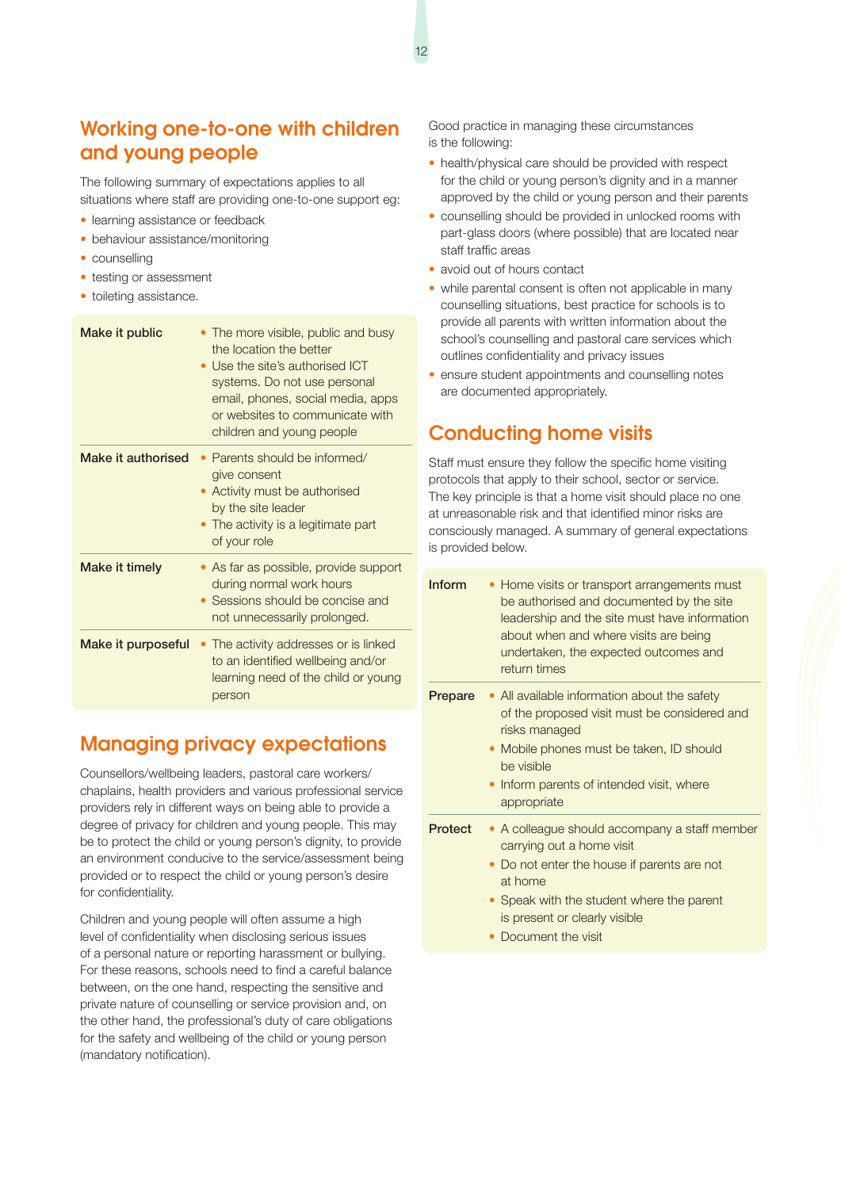## Working one-to-one with children and young people

The following summary of expectations applies to all situations where staff are providing one-to-one support eg:

- learning assistance or feedback
- behaviour assistance/monitoring
- counselling
- testing or assessment
- toileting assistance.

| | |
|---|---|
| **Make it public** | • The more visible, public and busy the location the better<br>• Use the site's authorised ICT systems. Do not use personal email, phones, social media, apps or websites to communicate with children and young people |
| **Make it authorised** | • Parents should be informed/ give consent<br>• Activity must be authorised by the site leader<br>• The activity is a legitimate part of your role |
| **Make it timely** | • As far as possible, provide support during normal work hours<br>• Sessions should be concise and not unnecessarily prolonged. |
| **Make it purposeful** | • The activity addresses or is linked to an identified wellbeing and/or learning need of the child or young person |

## Managing privacy expectations

Counsellors/wellbeing leaders, pastoral care workers/ chaplains, health providers and various professional service providers rely in different ways on being able to provide a degree of privacy for children and young people. This may be to protect the child or young person's dignity, to provide an environment conducive to the service/assessment being provided or to respect the child or young person's desire for confidentiality.

Children and young people will often assume a high level of confidentiality when disclosing serious issues of a personal nature or reporting harassment or bullying. For these reasons, schools need to find a careful balance between, on the one hand, respecting the sensitive and private nature of counselling or service provision and, on the other hand, the professional's duty of care obligations for the safety and wellbeing of the child or young person (mandatory notification).

Good practice in managing these circumstances is the following:

- health/physical care should be provided with respect for the child or young person's dignity and in a manner approved by the child or young person and their parents
- counselling should be provided in unlocked rooms with part-glass doors (where possible) that are located near staff traffic areas
- avoid out of hours contact
- while parental consent is often not applicable in many counselling situations, best practice for schools is to provide all parents with written information about the school's counselling and pastoral care services which outlines confidentiality and privacy issues
- ensure student appointments and counselling notes are documented appropriately.

## Conducting home visits

Staff must ensure they follow the specific home visiting protocols that apply to their school, sector or service. The key principle is that a home visit should place no one at unreasonable risk and that identified minor risks are consciously managed. A summary of general expectations is provided below.

| | |
|---|---|
| **Inform** | • Home visits or transport arrangements must be authorised and documented by the site leadership and the site must have information about when and where visits are being undertaken, the expected outcomes and return times |
| **Prepare** | • All available information about the safety of the proposed visit must be considered and risks managed<br>• Mobile phones must be taken, ID should be visible<br>• Inform parents of intended visit, where appropriate |
| **Protect** | • A colleague should accompany a staff member carrying out a home visit<br>• Do not enter the house if parents are not at home<br>• Speak with the student where the parent is present or clearly visible<br>• Document the visit |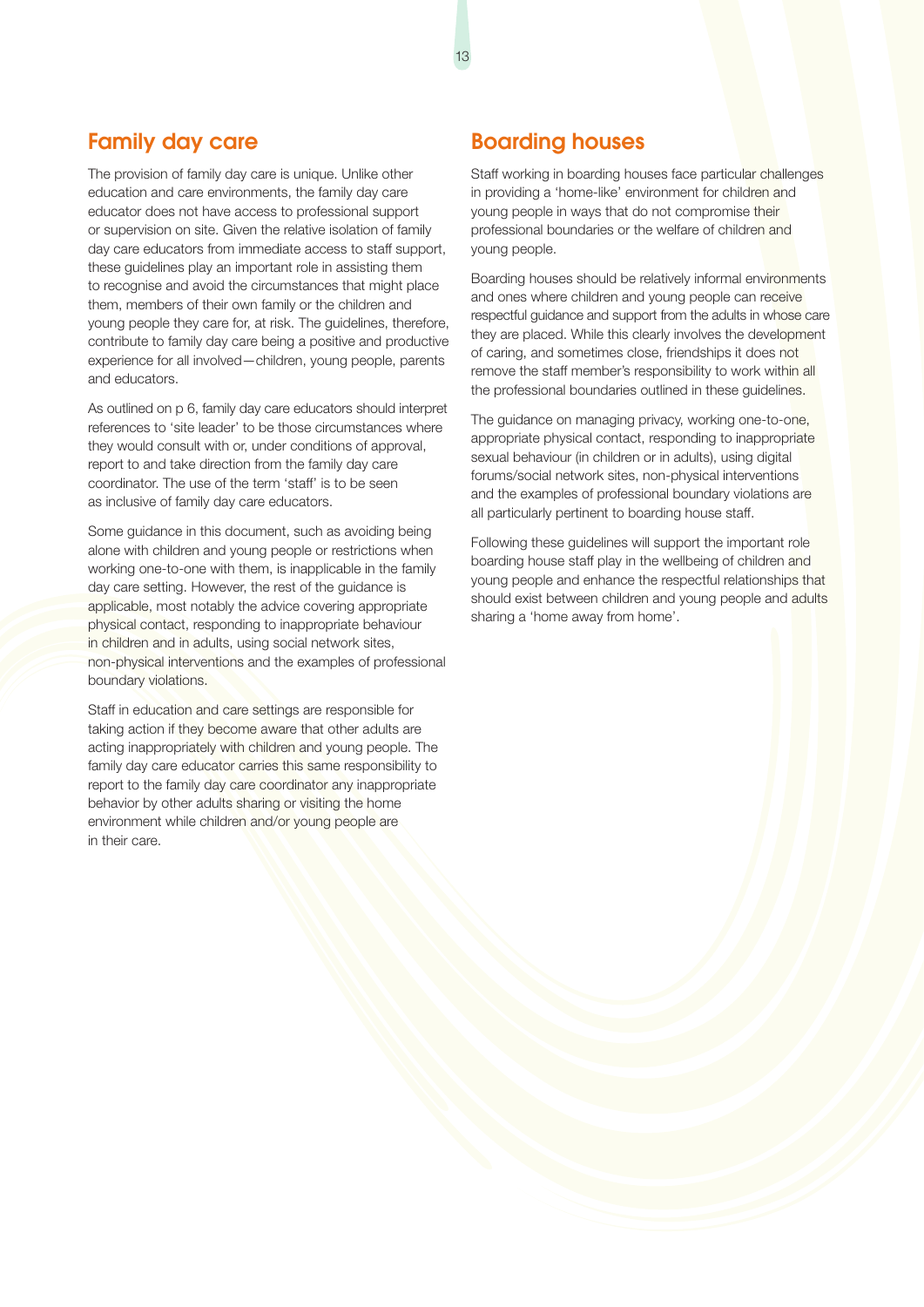## Family day care

The provision of family day care is unique. Unlike other education and care environments, the family day care educator does not have access to professional support or supervision on site. Given the relative isolation of family day care educators from immediate access to staff support, these guidelines play an important role in assisting them to recognise and avoid the circumstances that might place them, members of their own family or the children and young people they care for, at risk. The guidelines, therefore, contribute to family day care being a positive and productive experience for all involved—children, young people, parents and educators.

As outlined on p 6, family day care educators should interpret references to 'site leader' to be those circumstances where they would consult with or, under conditions of approval, report to and take direction from the family day care coordinator. The use of the term 'staff' is to be seen as inclusive of family day care educators.

Some guidance in this document, such as avoiding being alone with children and young people or restrictions when working one-to-one with them, is inapplicable in the family day care setting. However, the rest of the guidance is applicable, most notably the advice covering appropriate physical contact, responding to inappropriate behaviour in children and in adults, using social network sites, non-physical interventions and the examples of professional boundary violations.

Staff in education and care settings are responsible for taking action if they become aware that other adults are acting inappropriately with children and young people. The family day care educator carries this same responsibility to report to the family day care coordinator any inappropriate behavior by other adults sharing or visiting the home environment while children and/or young people are in their care.

## Boarding houses

Staff working in boarding houses face particular challenges in providing a 'home-like' environment for children and young people in ways that do not compromise their professional boundaries or the welfare of children and young people.

Boarding houses should be relatively informal environments and ones where children and young people can receive respectful guidance and support from the adults in whose care they are placed. While this clearly involves the development of caring, and sometimes close, friendships it does not remove the staff member's responsibility to work within all the professional boundaries outlined in these guidelines.

The guidance on managing privacy, working one-to-one, appropriate physical contact, responding to inappropriate sexual behaviour (in children or in adults), using digital forums/social network sites, non-physical interventions and the examples of professional boundary violations are all particularly pertinent to boarding house staff.

Following these guidelines will support the important role boarding house staff play in the wellbeing of children and young people and enhance the respectful relationships that should exist between children and young people and adults sharing a 'home away from home'.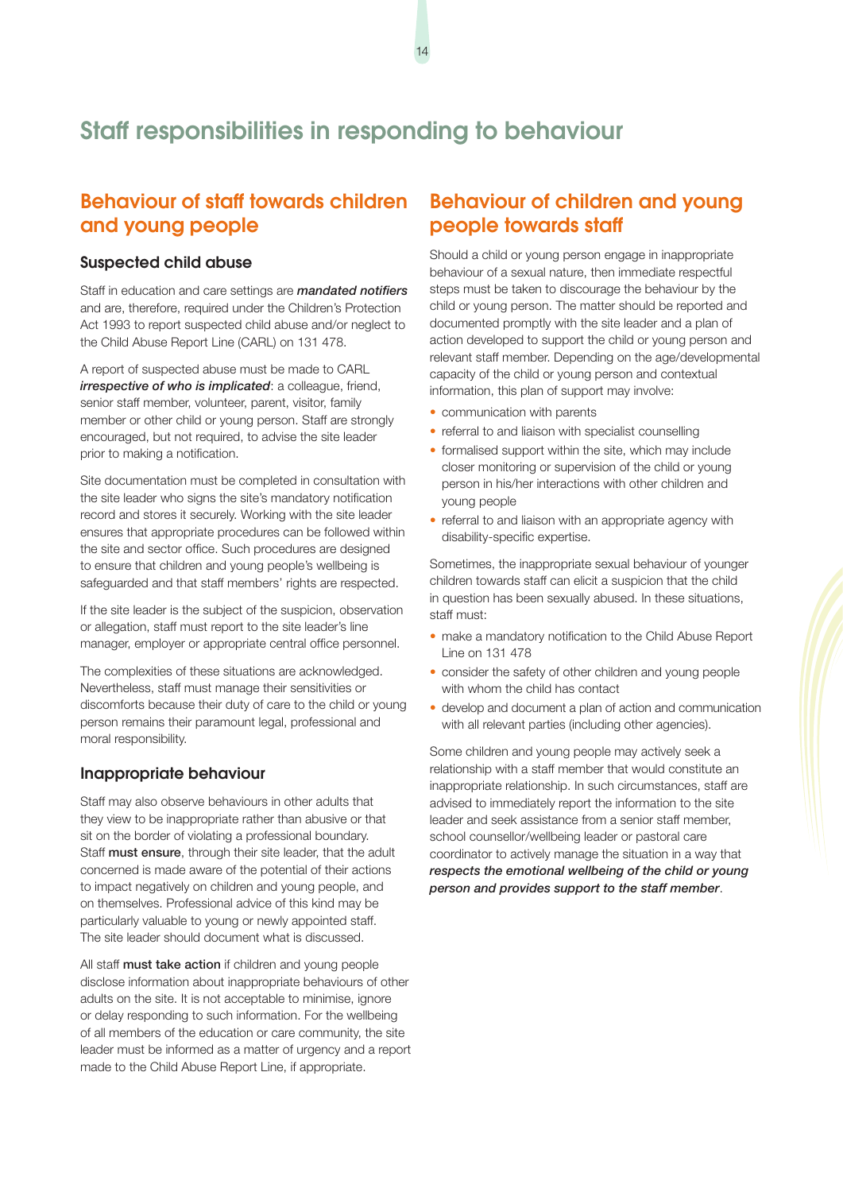# Staff responsibilities in responding to behaviour

## Behaviour of staff towards children and young people

### Suspected child abuse

Staff in education and care settings are ***mandated notifiers*** and are, therefore, required under the Children's Protection Act 1993 to report suspected child abuse and/or neglect to the Child Abuse Report Line (CARL) on 131 478.

A report of suspected abuse must be made to CARL ***irrespective of who is implicated***: a colleague, friend, senior staff member, volunteer, parent, visitor, family member or other child or young person. Staff are strongly encouraged, but not required, to advise the site leader prior to making a notification.

Site documentation must be completed in consultation with the site leader who signs the site's mandatory notification record and stores it securely. Working with the site leader ensures that appropriate procedures can be followed within the site and sector office. Such procedures are designed to ensure that children and young people's wellbeing is safeguarded and that staff members' rights are respected.

If the site leader is the subject of the suspicion, observation or allegation, staff must report to the site leader's line manager, employer or appropriate central office personnel.

The complexities of these situations are acknowledged. Nevertheless, staff must manage their sensitivities or discomforts because their duty of care to the child or young person remains their paramount legal, professional and moral responsibility.

### Inappropriate behaviour

Staff may also observe behaviours in other adults that they view to be inappropriate rather than abusive or that sit on the border of violating a professional boundary. Staff **must ensure**, through their site leader, that the adult concerned is made aware of the potential of their actions to impact negatively on children and young people, and on themselves. Professional advice of this kind may be particularly valuable to young or newly appointed staff. The site leader should document what is discussed.

All staff **must take action** if children and young people disclose information about inappropriate behaviours of other adults on the site. It is not acceptable to minimise, ignore or delay responding to such information. For the wellbeing of all members of the education or care community, the site leader must be informed as a matter of urgency and a report made to the Child Abuse Report Line, if appropriate.

## Behaviour of children and young people towards staff

Should a child or young person engage in inappropriate behaviour of a sexual nature, then immediate respectful steps must be taken to discourage the behaviour by the child or young person. The matter should be reported and documented promptly with the site leader and a plan of action developed to support the child or young person and relevant staff member. Depending on the age/developmental capacity of the child or young person and contextual information, this plan of support may involve:

- communication with parents
- referral to and liaison with specialist counselling
- formalised support within the site, which may include closer monitoring or supervision of the child or young person in his/her interactions with other children and young people
- referral to and liaison with an appropriate agency with disability-specific expertise.

Sometimes, the inappropriate sexual behaviour of younger children towards staff can elicit a suspicion that the child in question has been sexually abused. In these situations, staff must:

- make a mandatory notification to the Child Abuse Report Line on 131 478
- consider the safety of other children and young people with whom the child has contact
- develop and document a plan of action and communication with all relevant parties (including other agencies).

Some children and young people may actively seek a relationship with a staff member that would constitute an inappropriate relationship. In such circumstances, staff are advised to immediately report the information to the site leader and seek assistance from a senior staff member, school counsellor/wellbeing leader or pastoral care coordinator to actively manage the situation in a way that ***respects the emotional wellbeing of the child or young person and provides support to the staff member***.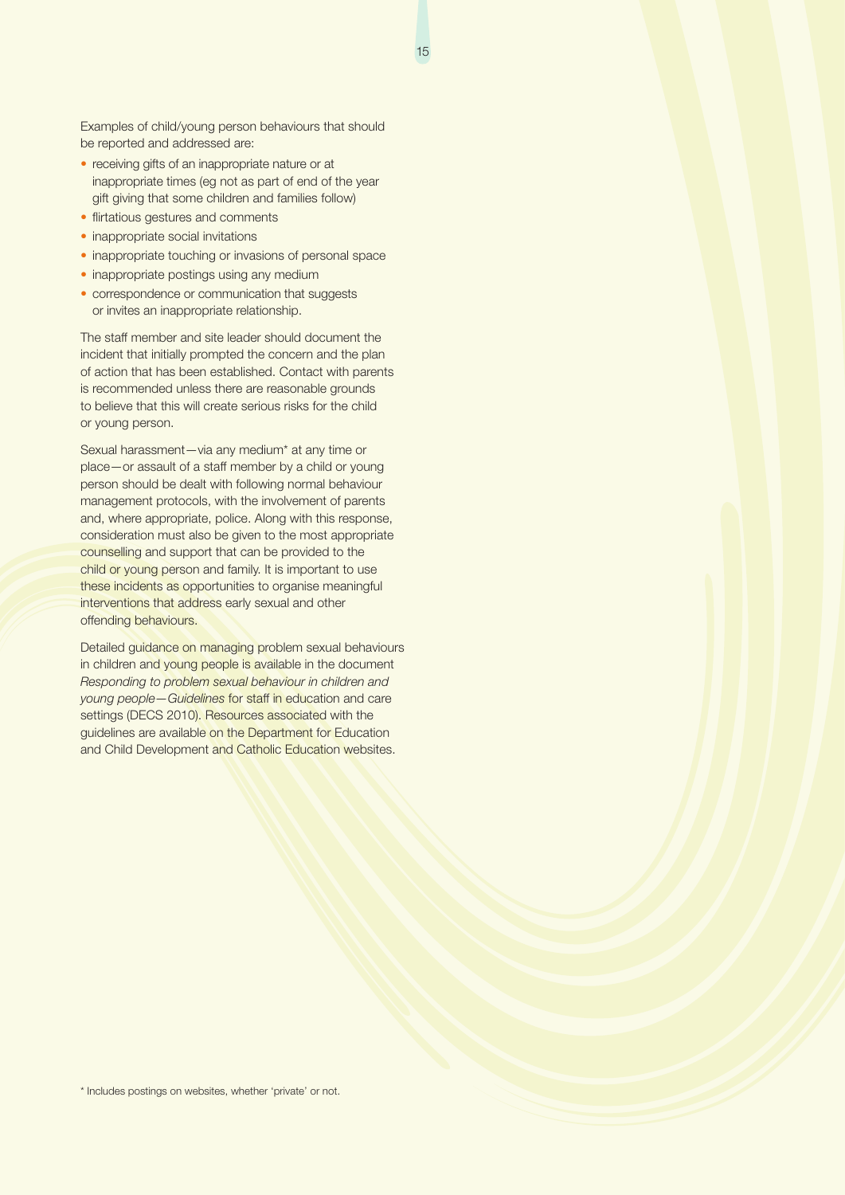Examples of child/young person behaviours that should be reported and addressed are:

- receiving gifts of an inappropriate nature or at inappropriate times (eg not as part of end of the year gift giving that some children and families follow)
- flirtatious gestures and comments
- inappropriate social invitations
- inappropriate touching or invasions of personal space
- inappropriate postings using any medium
- correspondence or communication that suggests or invites an inappropriate relationship.

The staff member and site leader should document the incident that initially prompted the concern and the plan of action that has been established. Contact with parents is recommended unless there are reasonable grounds to believe that this will create serious risks for the child or young person.

Sexual harassment—via any medium* at any time or place—or assault of a staff member by a child or young person should be dealt with following normal behaviour management protocols, with the involvement of parents and, where appropriate, police. Along with this response, consideration must also be given to the most appropriate counselling and support that can be provided to the child or young person and family. It is important to use these incidents as opportunities to organise meaningful interventions that address early sexual and other offending behaviours.

Detailed guidance on managing problem sexual behaviours in children and young people is available in the document *Responding to problem sexual behaviour in children and young people—Guidelines* for staff in education and care settings (DECS 2010). Resources associated with the guidelines are available on the Department for Education and Child Development and Catholic Education websites.

* Includes postings on websites, whether 'private' or not.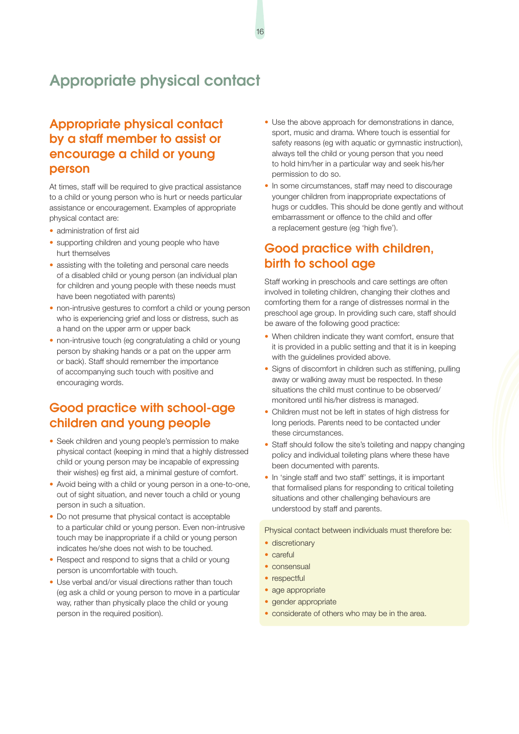# Appropriate physical contact

## Appropriate physical contact by a staff member to assist or encourage a child or young person

At times, staff will be required to give practical assistance to a child or young person who is hurt or needs particular assistance or encouragement. Examples of appropriate physical contact are:

- administration of first aid
- supporting children and young people who have hurt themselves
- assisting with the toileting and personal care needs of a disabled child or young person (an individual plan for children and young people with these needs must have been negotiated with parents)
- non-intrusive gestures to comfort a child or young person who is experiencing grief and loss or distress, such as a hand on the upper arm or upper back
- non-intrusive touch (eg congratulating a child or young person by shaking hands or a pat on the upper arm or back). Staff should remember the importance of accompanying such touch with positive and encouraging words.

## Good practice with school-age children and young people

- Seek children and young people's permission to make physical contact (keeping in mind that a highly distressed child or young person may be incapable of expressing their wishes) eg first aid, a minimal gesture of comfort.
- Avoid being with a child or young person in a one-to-one, out of sight situation, and never touch a child or young person in such a situation.
- Do not presume that physical contact is acceptable to a particular child or young person. Even non-intrusive touch may be inappropriate if a child or young person indicates he/she does not wish to be touched.
- Respect and respond to signs that a child or young person is uncomfortable with touch.
- Use verbal and/or visual directions rather than touch (eg ask a child or young person to move in a particular way, rather than physically place the child or young person in the required position).
- Use the above approach for demonstrations in dance, sport, music and drama. Where touch is essential for safety reasons (eg with aquatic or gymnastic instruction), always tell the child or young person that you need to hold him/her in a particular way and seek his/her permission to do so.
- In some circumstances, staff may need to discourage younger children from inappropriate expectations of hugs or cuddles. This should be done gently and without embarrassment or offence to the child and offer a replacement gesture (eg 'high five').

## Good practice with children, birth to school age

Staff working in preschools and care settings are often involved in toileting children, changing their clothes and comforting them for a range of distresses normal in the preschool age group. In providing such care, staff should be aware of the following good practice:

- When children indicate they want comfort, ensure that it is provided in a public setting and that it is in keeping with the guidelines provided above.
- Signs of discomfort in children such as stiffening, pulling away or walking away must be respected. In these situations the child must continue to be observed/monitored until his/her distress is managed.
- Children must not be left in states of high distress for long periods. Parents need to be contacted under these circumstances.
- Staff should follow the site's toileting and nappy changing policy and individual toileting plans where these have been documented with parents.
- In 'single staff and two staff' settings, it is important that formalised plans for responding to critical toileting situations and other challenging behaviours are understood by staff and parents.

Physical contact between individuals must therefore be:

- discretionary
- careful
- consensual
- respectful
- age appropriate
- gender appropriate
- considerate of others who may be in the area.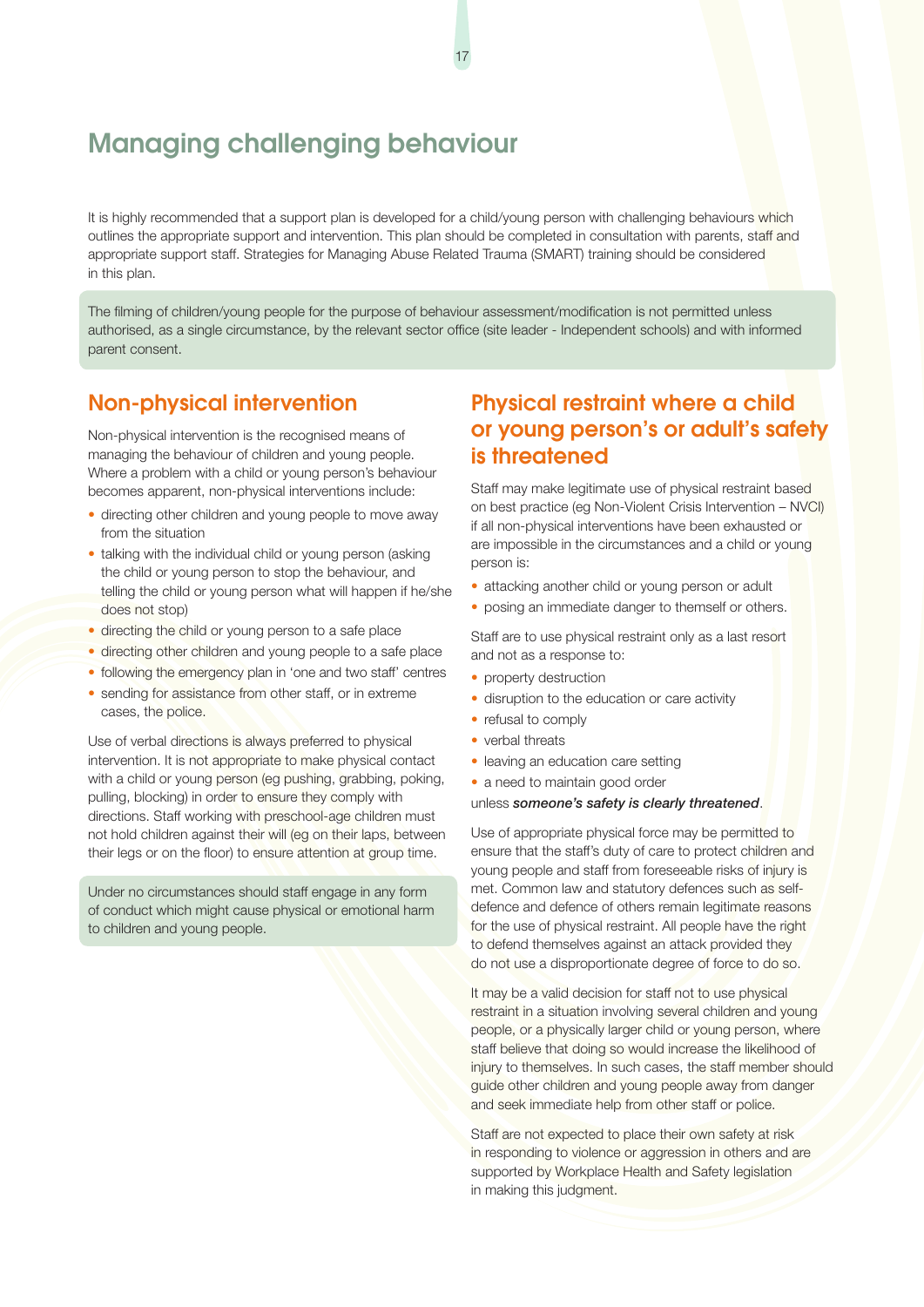# Managing challenging behaviour

It is highly recommended that a support plan is developed for a child/young person with challenging behaviours which outlines the appropriate support and intervention. This plan should be completed in consultation with parents, staff and appropriate support staff. Strategies for Managing Abuse Related Trauma (SMART) training should be considered in this plan.

The filming of children/young people for the purpose of behaviour assessment/modification is not permitted unless authorised, as a single circumstance, by the relevant sector office (site leader - Independent schools) and with informed parent consent.

## Non-physical intervention

Non-physical intervention is the recognised means of managing the behaviour of children and young people. Where a problem with a child or young person's behaviour becomes apparent, non-physical interventions include:

- directing other children and young people to move away from the situation
- talking with the individual child or young person (asking the child or young person to stop the behaviour, and telling the child or young person what will happen if he/she does not stop)
- directing the child or young person to a safe place
- directing other children and young people to a safe place
- following the emergency plan in 'one and two staff' centres
- sending for assistance from other staff, or in extreme cases, the police.

Use of verbal directions is always preferred to physical intervention. It is not appropriate to make physical contact with a child or young person (eg pushing, grabbing, poking, pulling, blocking) in order to ensure they comply with directions. Staff working with preschool-age children must not hold children against their will (eg on their laps, between their legs or on the floor) to ensure attention at group time.

Under no circumstances should staff engage in any form of conduct which might cause physical or emotional harm to children and young people.

## Physical restraint where a child or young person's or adult's safety is threatened

Staff may make legitimate use of physical restraint based on best practice (eg Non-Violent Crisis Intervention – NVCI) if all non-physical interventions have been exhausted or are impossible in the circumstances and a child or young person is:

- attacking another child or young person or adult
- posing an immediate danger to themself or others.

Staff are to use physical restraint only as a last resort and not as a response to:

- property destruction
- disruption to the education or care activity
- refusal to comply
- verbal threats
- leaving an education care setting
- a need to maintain good order

unless ***someone's safety is clearly threatened***.

Use of appropriate physical force may be permitted to ensure that the staff's duty of care to protect children and young people and staff from foreseeable risks of injury is met. Common law and statutory defences such as self-defence and defence of others remain legitimate reasons for the use of physical restraint. All people have the right to defend themselves against an attack provided they do not use a disproportionate degree of force to do so.

It may be a valid decision for staff not to use physical restraint in a situation involving several children and young people, or a physically larger child or young person, where staff believe that doing so would increase the likelihood of injury to themselves. In such cases, the staff member should guide other children and young people away from danger and seek immediate help from other staff or police.

Staff are not expected to place their own safety at risk in responding to violence or aggression in others and are supported by Workplace Health and Safety legislation in making this judgment.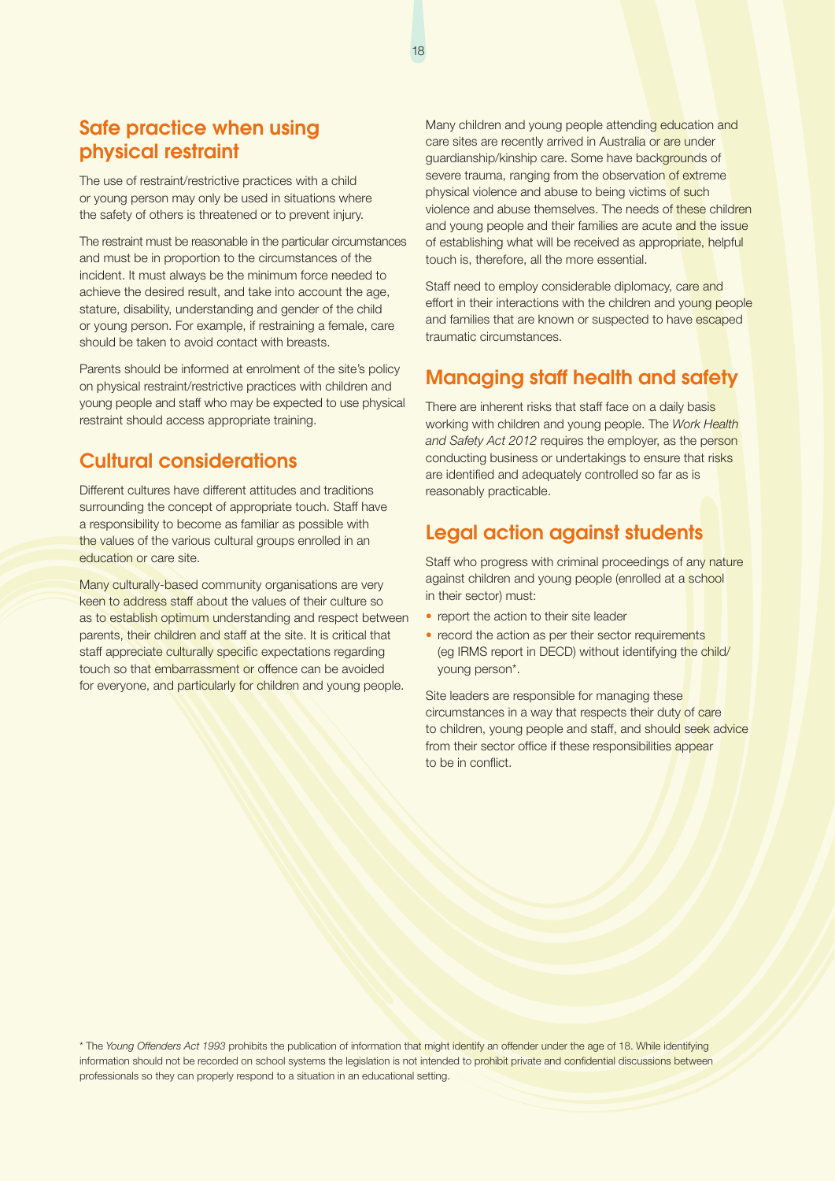## Safe practice when using physical restraint

The use of restraint/restrictive practices with a child or young person may only be used in situations where the safety of others is threatened or to prevent injury.

The restraint must be reasonable in the particular circumstances and must be in proportion to the circumstances of the incident. It must always be the minimum force needed to achieve the desired result, and take into account the age, stature, disability, understanding and gender of the child or young person. For example, if restraining a female, care should be taken to avoid contact with breasts.

Parents should be informed at enrolment of the site's policy on physical restraint/restrictive practices with children and young people and staff who may be expected to use physical restraint should access appropriate training.

## Cultural considerations

Different cultures have different attitudes and traditions surrounding the concept of appropriate touch. Staff have a responsibility to become as familiar as possible with the values of the various cultural groups enrolled in an education or care site.

Many culturally-based community organisations are very keen to address staff about the values of their culture so as to establish optimum understanding and respect between parents, their children and staff at the site. It is critical that staff appreciate culturally specific expectations regarding touch so that embarrassment or offence can be avoided for everyone, and particularly for children and young people.

Many children and young people attending education and care sites are recently arrived in Australia or are under guardianship/kinship care. Some have backgrounds of severe trauma, ranging from the observation of extreme physical violence and abuse to being victims of such violence and abuse themselves. The needs of these children and young people and their families are acute and the issue of establishing what will be received as appropriate, helpful touch is, therefore, all the more essential.

Staff need to employ considerable diplomacy, care and effort in their interactions with the children and young people and families that are known or suspected to have escaped traumatic circumstances.

## Managing staff health and safety

There are inherent risks that staff face on a daily basis working with children and young people. The *Work Health and Safety Act 2012* requires the employer, as the person conducting business or undertakings to ensure that risks are identified and adequately controlled so far as is reasonably practicable.

## Legal action against students

Staff who progress with criminal proceedings of any nature against children and young people (enrolled at a school in their sector) must:

- report the action to their site leader
- record the action as per their sector requirements (eg IRMS report in DECD) without identifying the child/young person*.

Site leaders are responsible for managing these circumstances in a way that respects their duty of care to children, young people and staff, and should seek advice from their sector office if these responsibilities appear to be in conflict.

* The *Young Offenders Act 1993* prohibits the publication of information that might identify an offender under the age of 18. While identifying information should not be recorded on school systems the legislation is not intended to prohibit private and confidential discussions between professionals so they can properly respond to a situation in an educational setting.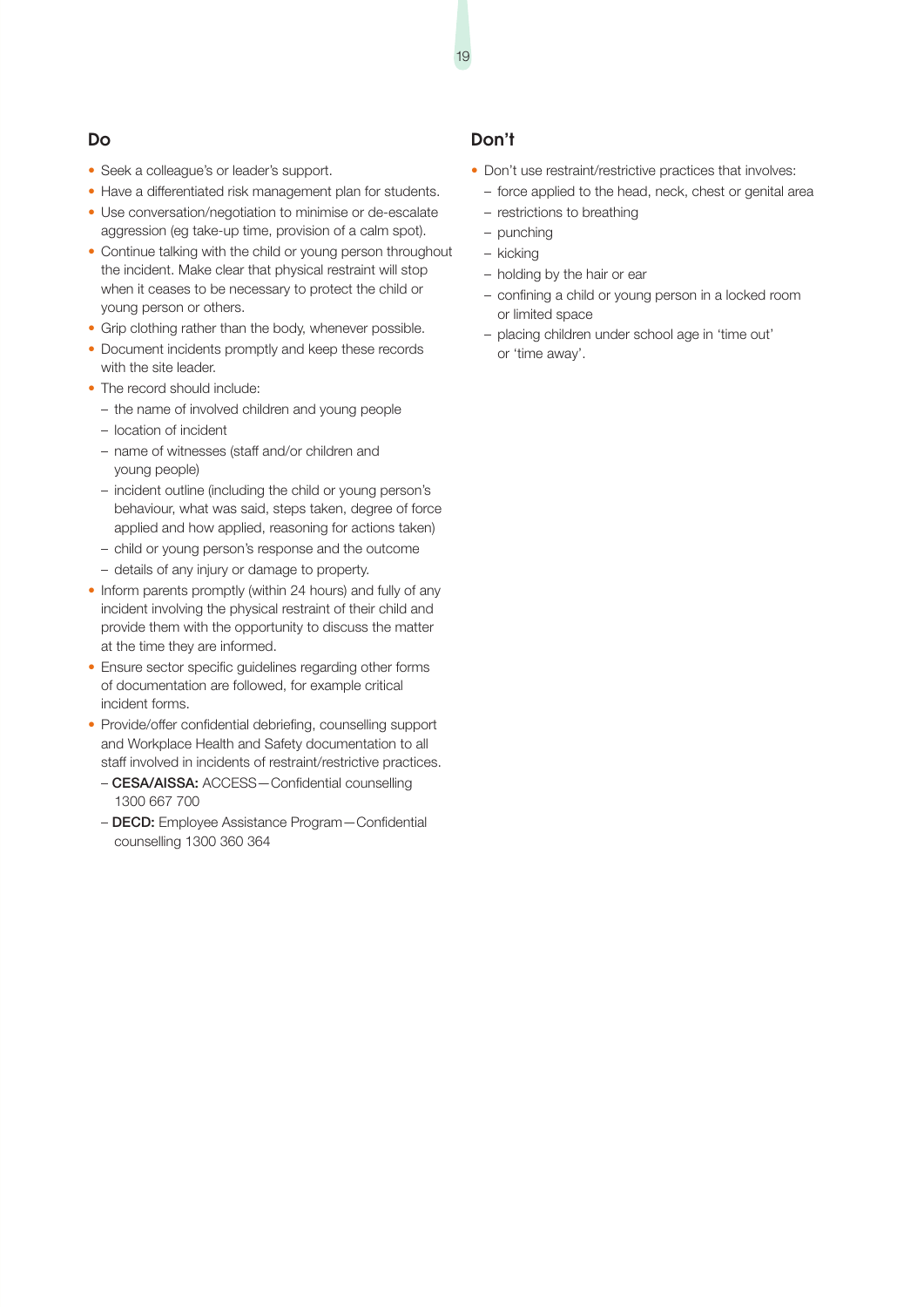## Do

- Seek a colleague's or leader's support.
- Have a differentiated risk management plan for students.
- Use conversation/negotiation to minimise or de-escalate aggression (eg take-up time, provision of a calm spot).
- Continue talking with the child or young person throughout the incident. Make clear that physical restraint will stop when it ceases to be necessary to protect the child or young person or others.
- Grip clothing rather than the body, whenever possible.
- Document incidents promptly and keep these records with the site leader.
- The record should include:
  - the name of involved children and young people
  - location of incident
  - name of witnesses (staff and/or children and young people)
  - incident outline (including the child or young person's behaviour, what was said, steps taken, degree of force applied and how applied, reasoning for actions taken)
  - child or young person's response and the outcome
  - details of any injury or damage to property.
- Inform parents promptly (within 24 hours) and fully of any incident involving the physical restraint of their child and provide them with the opportunity to discuss the matter at the time they are informed.
- Ensure sector specific guidelines regarding other forms of documentation are followed, for example critical incident forms.
- Provide/offer confidential debriefing, counselling support and Workplace Health and Safety documentation to all staff involved in incidents of restraint/restrictive practices.
  - **CESA/AISSA:** ACCESS—Confidential counselling 1300 667 700
  - **DECD:** Employee Assistance Program—Confidential counselling 1300 360 364

## Don't

- Don't use restraint/restrictive practices that involves:
  - force applied to the head, neck, chest or genital area
  - restrictions to breathing
  - punching
  - kicking
  - holding by the hair or ear
  - confining a child or young person in a locked room or limited space
  - placing children under school age in 'time out' or 'time away'.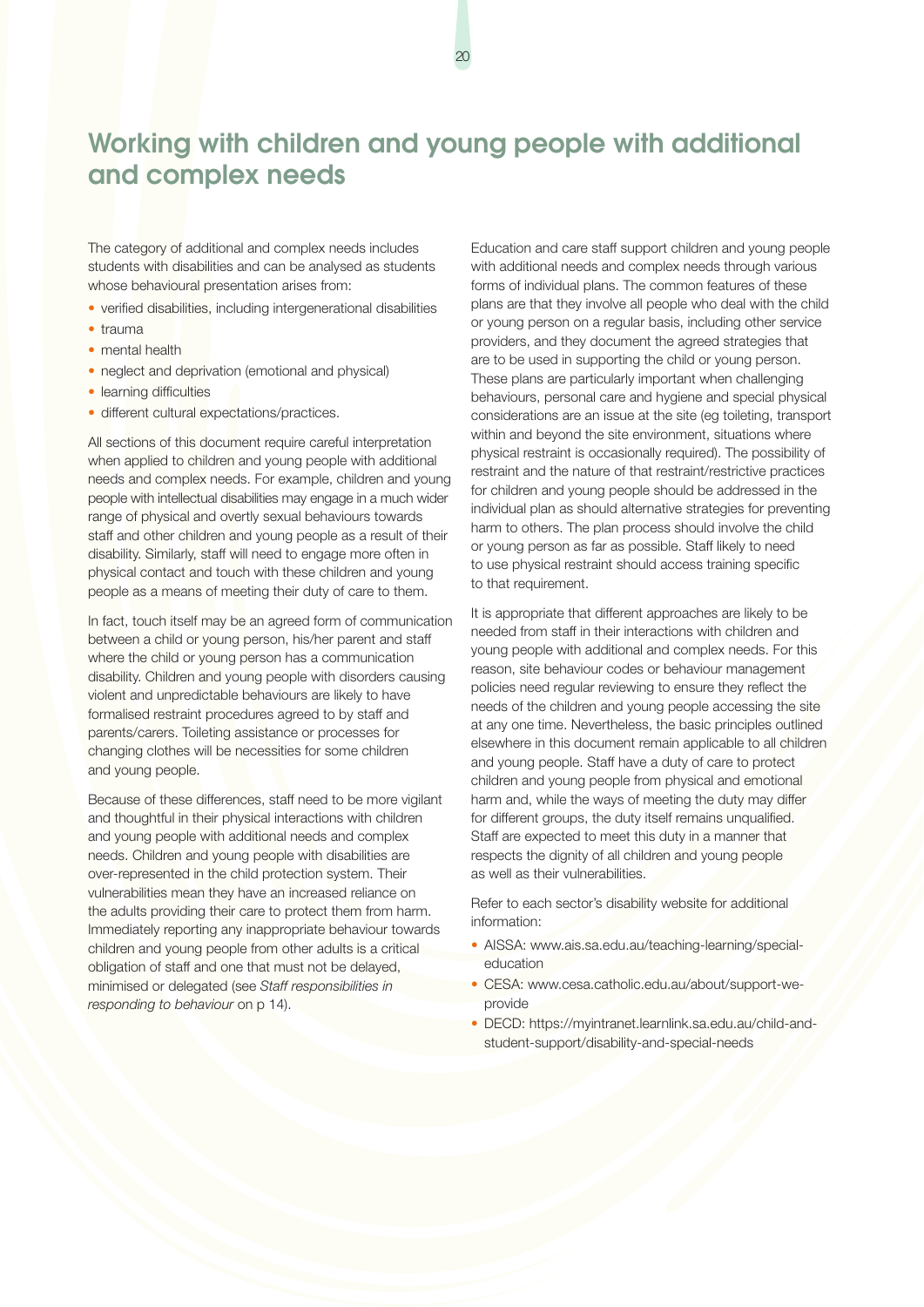# Working with children and young people with additional and complex needs

The category of additional and complex needs includes students with disabilities and can be analysed as students whose behavioural presentation arises from:

- verified disabilities, including intergenerational disabilities
- trauma
- mental health
- neglect and deprivation (emotional and physical)
- learning difficulties
- different cultural expectations/practices.

All sections of this document require careful interpretation when applied to children and young people with additional needs and complex needs. For example, children and young people with intellectual disabilities may engage in a much wider range of physical and overtly sexual behaviours towards staff and other children and young people as a result of their disability. Similarly, staff will need to engage more often in physical contact and touch with these children and young people as a means of meeting their duty of care to them.

In fact, touch itself may be an agreed form of communication between a child or young person, his/her parent and staff where the child or young person has a communication disability. Children and young people with disorders causing violent and unpredictable behaviours are likely to have formalised restraint procedures agreed to by staff and parents/carers. Toileting assistance or processes for changing clothes will be necessities for some children and young people.

Because of these differences, staff need to be more vigilant and thoughtful in their physical interactions with children and young people with additional needs and complex needs. Children and young people with disabilities are over-represented in the child protection system. Their vulnerabilities mean they have an increased reliance on the adults providing their care to protect them from harm. Immediately reporting any inappropriate behaviour towards children and young people from other adults is a critical obligation of staff and one that must not be delayed, minimised or delegated (see *Staff responsibilities in responding to behaviour* on p 14).

Education and care staff support children and young people with additional needs and complex needs through various forms of individual plans. The common features of these plans are that they involve all people who deal with the child or young person on a regular basis, including other service providers, and they document the agreed strategies that are to be used in supporting the child or young person. These plans are particularly important when challenging behaviours, personal care and hygiene and special physical considerations are an issue at the site (eg toileting, transport within and beyond the site environment, situations where physical restraint is occasionally required). The possibility of restraint and the nature of that restraint/restrictive practices for children and young people should be addressed in the individual plan as should alternative strategies for preventing harm to others. The plan process should involve the child or young person as far as possible. Staff likely to need to use physical restraint should access training specific to that requirement.

It is appropriate that different approaches are likely to be needed from staff in their interactions with children and young people with additional and complex needs. For this reason, site behaviour codes or behaviour management policies need regular reviewing to ensure they reflect the needs of the children and young people accessing the site at any one time. Nevertheless, the basic principles outlined elsewhere in this document remain applicable to all children and young people. Staff have a duty of care to protect children and young people from physical and emotional harm and, while the ways of meeting the duty may differ for different groups, the duty itself remains unqualified. Staff are expected to meet this duty in a manner that respects the dignity of all children and young people as well as their vulnerabilities.

Refer to each sector's disability website for additional information:

- AISSA: www.ais.sa.edu.au/teaching-learning/special-education
- CESA: www.cesa.catholic.edu.au/about/support-we-provide
- DECD: https://myintranet.learnlink.sa.edu.au/child-and-student-support/disability-and-special-needs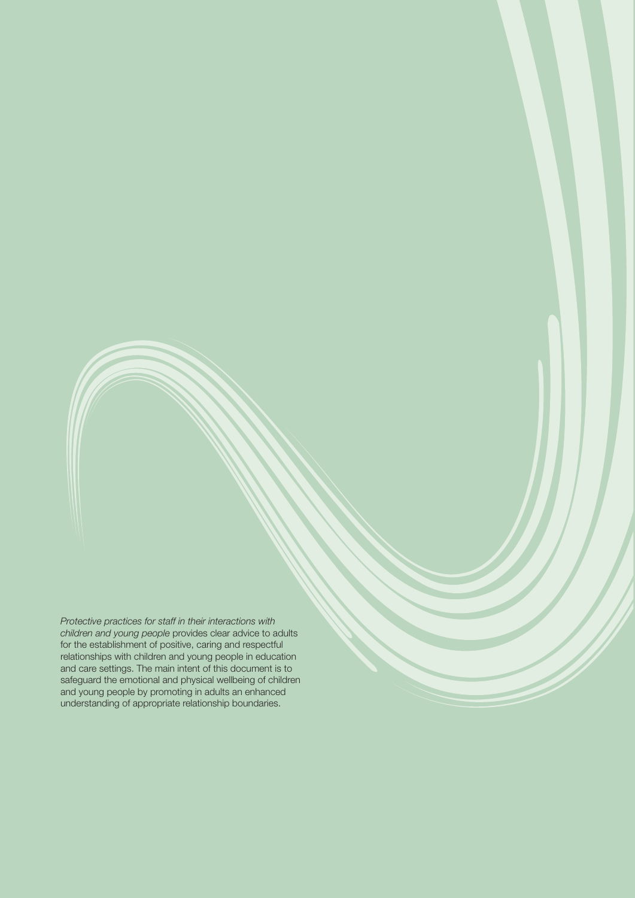*Protective practices for staff in their interactions with children and young people* provides clear advice to adults for the establishment of positive, caring and respectful relationships with children and young people in education and care settings. The main intent of this document is to safeguard the emotional and physical wellbeing of children and young people by promoting in adults an enhanced understanding of appropriate relationship boundaries.